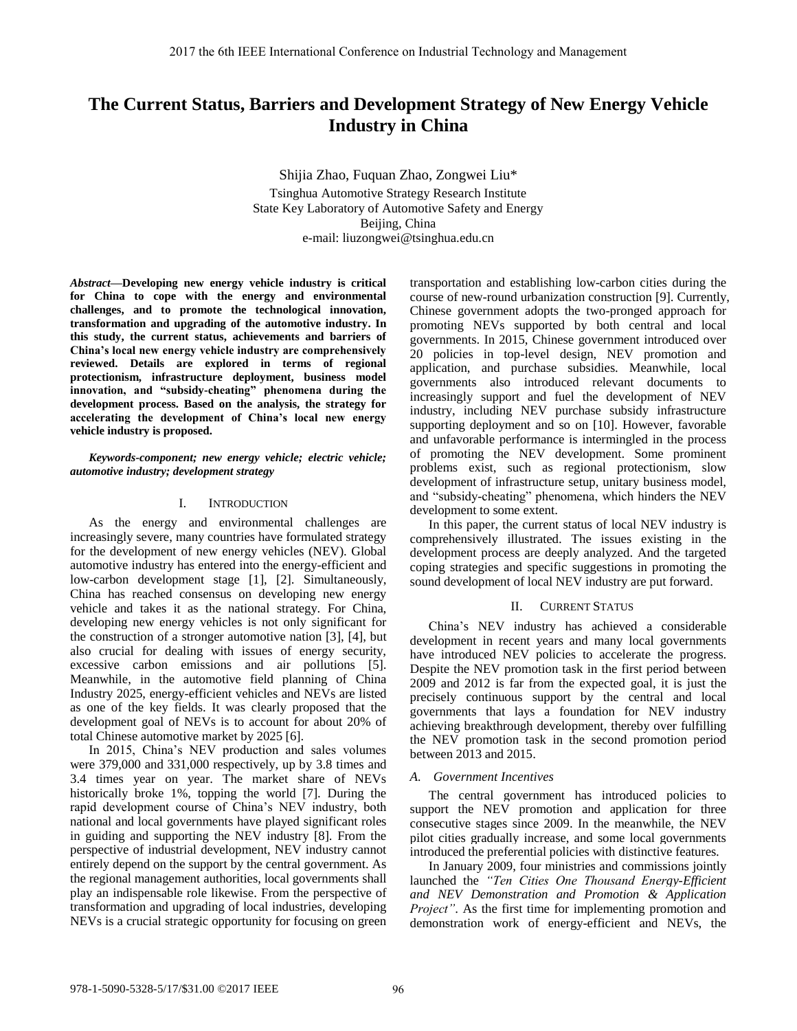# The Current Status, Barriers and Development Strategy of New Energy Vehicle Industry in China

Shijia Zhao, Fuquan Zhao, Zongwei Liu*

Tsinghua Automotive Strategy Research Institute
State Key Laboratory of Automotive Safety and Energy
Beijing, China
e-mail: liuzongwei@tsinghua.edu.cn

***Abstract*—Developing new energy vehicle industry is critical for China to cope with the energy and environmental challenges, and to promote the technological innovation, transformation and upgrading of the automotive industry. In this study, the current status, achievements and barriers of China's local new energy vehicle industry are comprehensively reviewed. Details are explored in terms of regional protectionism, infrastructure deployment, business model innovation, and "subsidy-cheating" phenomena during the development process. Based on the analysis, the strategy for accelerating the development of China's local new energy vehicle industry is proposed.**

***Keywords-component; new energy vehicle; electric vehicle; automotive industry; development strategy***

## I. Introduction

As the energy and environmental challenges are increasingly severe, many countries have formulated strategy for the development of new energy vehicles (NEV). Global automotive industry has entered into the energy-efficient and low-carbon development stage [1], [2]. Simultaneously, China has reached consensus on developing new energy vehicle and takes it as the national strategy. For China, developing new energy vehicles is not only significant for the construction of a stronger automotive nation [3], [4], but also crucial for dealing with issues of energy security, excessive carbon emissions and air pollutions [5]. Meanwhile, in the automotive field planning of China Industry 2025, energy-efficient vehicles and NEVs are listed as one of the key fields. It was clearly proposed that the development goal of NEVs is to account for about 20% of total Chinese automotive market by 2025 [6].

In 2015, China's NEV production and sales volumes were 379,000 and 331,000 respectively, up by 3.8 times and 3.4 times year on year. The market share of NEVs historically broke 1%, topping the world [7]. During the rapid development course of China's NEV industry, both national and local governments have played significant roles in guiding and supporting the NEV industry [8]. From the perspective of industrial development, NEV industry cannot entirely depend on the support by the central government. As the regional management authorities, local governments shall play an indispensable role likewise. From the perspective of transformation and upgrading of local industries, developing NEVs is a crucial strategic opportunity for focusing on green transportation and establishing low-carbon cities during the course of new-round urbanization construction [9]. Currently, Chinese government adopts the two-pronged approach for promoting NEVs supported by both central and local governments. In 2015, Chinese government introduced over 20 policies in top-level design, NEV promotion and application, and purchase subsidies. Meanwhile, local governments also introduced relevant documents to increasingly support and fuel the development of NEV industry, including NEV purchase subsidy infrastructure supporting deployment and so on [10]. However, favorable and unfavorable performance is intermingled in the process of promoting the NEV development. Some prominent problems exist, such as regional protectionism, slow development of infrastructure setup, unitary business model, and "subsidy-cheating" phenomena, which hinders the NEV development to some extent.

In this paper, the current status of local NEV industry is comprehensively illustrated. The issues existing in the development process are deeply analyzed. And the targeted coping strategies and specific suggestions in promoting the sound development of local NEV industry are put forward.

## II. Current Status

China's NEV industry has achieved a considerable development in recent years and many local governments have introduced NEV policies to accelerate the progress. Despite the NEV promotion task in the first period between 2009 and 2012 is far from the expected goal, it is just the precisely continuous support by the central and local governments that lays a foundation for NEV industry achieving breakthrough development, thereby over fulfilling the NEV promotion task in the second promotion period between 2013 and 2015.

### *A. Government Incentives*

The central government has introduced policies to support the NEV promotion and application for three consecutive stages since 2009. In the meanwhile, the NEV pilot cities gradually increase, and some local governments introduced the preferential policies with distinctive features.

In January 2009, four ministries and commissions jointly launched the *"Ten Cities One Thousand Energy-Efficient and NEV Demonstration and Promotion & Application Project"*. As the first time for implementing promotion and demonstration work of energy-efficient and NEVs, the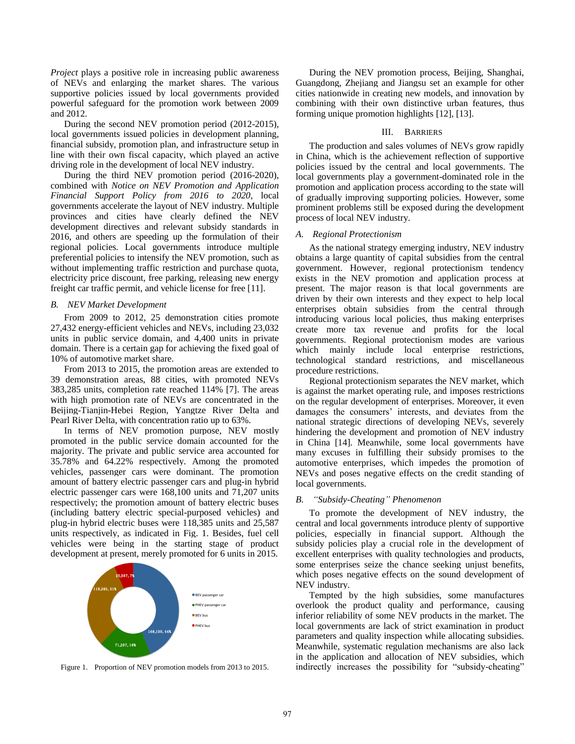*Project* plays a positive role in increasing public awareness of NEVs and enlarging the market shares. The various supportive policies issued by local governments provided powerful safeguard for the promotion work between 2009 and 2012.

During the second NEV promotion period (2012-2015), local governments issued policies in development planning, financial subsidy, promotion plan, and infrastructure setup in line with their own fiscal capacity, which played an active driving role in the development of local NEV industry.

During the third NEV promotion period (2016-2020), combined with *Notice on NEV Promotion and Application Financial Support Policy from 2016 to 2020*, local governments accelerate the layout of NEV industry. Multiple provinces and cities have clearly defined the NEV development directives and relevant subsidy standards in 2016, and others are speeding up the formulation of their regional policies. Local governments introduce multiple preferential policies to intensify the NEV promotion, such as without implementing traffic restriction and purchase quota, electricity price discount, free parking, releasing new energy freight car traffic permit, and vehicle license for free [11].

### *B. NEV Market Development*

From 2009 to 2012, 25 demonstration cities promote 27,432 energy-efficient vehicles and NEVs, including 23,032 units in public service domain, and 4,400 units in private domain. There is a certain gap for achieving the fixed goal of 10% of automotive market share.

From 2013 to 2015, the promotion areas are extended to 39 demonstration areas, 88 cities, with promoted NEVs 383,285 units, completion rate reached 114% [7]. The areas with high promotion rate of NEVs are concentrated in the Beijing-Tianjin-Hebei Region, Yangtze River Delta and Pearl River Delta, with concentration ratio up to 63%.

In terms of NEV promotion purpose, NEV mostly promoted in the public service domain accounted for the majority. The private and public service area accounted for 35.78% and 64.22% respectively. Among the promoted vehicles, passenger cars were dominant. The promotion amount of battery electric passenger cars and plug-in hybrid electric passenger cars were 168,100 units and 71,207 units respectively; the promotion amount of battery electric buses (including battery electric special-purposed vehicles) and plug-in hybrid electric buses were 118,385 units and 25,587 units respectively, as indicated in Fig. 1. Besides, fuel cell vehicles were being in the starting stage of product development at present, merely promoted for 6 units in 2015.

25,587, 7%
118,385, 31%
168,100, 44%
71,207, 18%

BEV passenger car
PHEV passenger car
BEV bus
PHEV bus

Figure 1. Proportion of NEV promotion models from 2013 to 2015.

During the NEV promotion process, Beijing, Shanghai, Guangdong, Zhejiang and Jiangsu set an example for other cities nationwide in creating new models, and innovation by combining with their own distinctive urban features, thus forming unique promotion highlights [12], [13].

## III. BARRIERS

The production and sales volumes of NEVs grow rapidly in China, which is the achievement reflection of supportive policies issued by the central and local governments. The local governments play a government-dominated role in the promotion and application process according to the state will of gradually improving supporting policies. However, some prominent problems still be exposed during the development process of local NEV industry.

### *A. Regional Protectionism*

As the national strategy emerging industry, NEV industry obtains a large quantity of capital subsidies from the central government. However, regional protectionism tendency exists in the NEV promotion and application process at present. The major reason is that local governments are driven by their own interests and they expect to help local enterprises obtain subsidies from the central through introducing various local policies, thus making enterprises create more tax revenue and profits for the local governments. Regional protectionism modes are various which mainly include local enterprise restrictions, technological standard restrictions, and miscellaneous procedure restrictions.

Regional protectionism separates the NEV market, which is against the market operating rule, and imposes restrictions on the regular development of enterprises. Moreover, it even damages the consumers' interests, and deviates from the national strategic directions of developing NEVs, severely hindering the development and promotion of NEV industry in China [14]. Meanwhile, some local governments have many excuses in fulfilling their subsidy promises to the automotive enterprises, which impedes the promotion of NEVs and poses negative effects on the credit standing of local governments.

### *B. "Subsidy-Cheating" Phenomenon*

To promote the development of NEV industry, the central and local governments introduce plenty of supportive policies, especially in financial support. Although the subsidy policies play a crucial role in the development of excellent enterprises with quality technologies and products, some enterprises seize the chance seeking unjust benefits, which poses negative effects on the sound development of NEV industry.

Tempted by the high subsidies, some manufactures overlook the product quality and performance, causing inferior reliability of some NEV products in the market. The local governments are lack of strict examination in product parameters and quality inspection while allocating subsidies. Meanwhile, systematic regulation mechanisms are also lack in the application and allocation of NEV subsidies, which indirectly increases the possibility for "subsidy-cheating"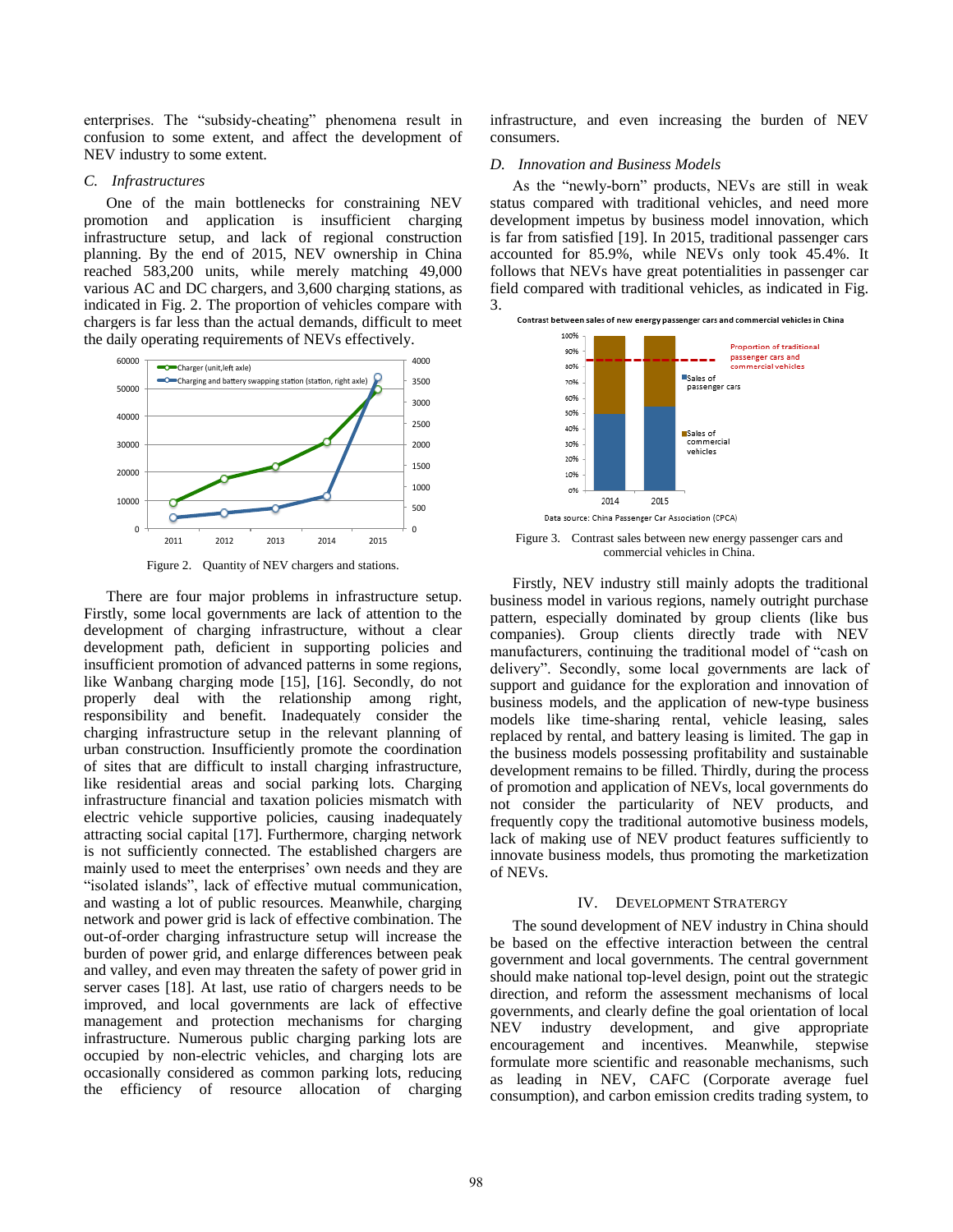enterprises. The "subsidy-cheating" phenomena result in confusion to some extent, and affect the development of NEV industry to some extent.

### C. Infrastructures

One of the main bottlenecks for constraining NEV promotion and application is insufficient charging infrastructure setup, and lack of regional construction planning. By the end of 2015, NEV ownership in China reached 583,200 units, while merely matching 49,000 various AC and DC chargers, and 3,600 charging stations, as indicated in Fig. 2. The proportion of vehicles compare with chargers is far less than the actual demands, difficult to meet the daily operating requirements of NEVs effectively.

Figure 2. Quantity of NEV chargers and stations.

There are four major problems in infrastructure setup. Firstly, some local governments are lack of attention to the development of charging infrastructure, without a clear development path, deficient in supporting policies and insufficient promotion of advanced patterns in some regions, like Wanbang charging mode [15], [16]. Secondly, do not properly deal with the relationship among right, responsibility and benefit. Inadequately consider the charging infrastructure setup in the relevant planning of urban construction. Insufficiently promote the coordination of sites that are difficult to install charging infrastructure, like residential areas and social parking lots. Charging infrastructure financial and taxation policies mismatch with electric vehicle supportive policies, causing inadequately attracting social capital [17]. Furthermore, charging network is not sufficiently connected. The established chargers are mainly used to meet the enterprises' own needs and they are "isolated islands", lack of effective mutual communication, and wasting a lot of public resources. Meanwhile, charging network and power grid is lack of effective combination. The out-of-order charging infrastructure setup will increase the burden of power grid, and enlarge differences between peak and valley, and even may threaten the safety of power grid in server cases [18]. At last, use ratio of chargers needs to be improved, and local governments are lack of effective management and protection mechanisms for charging infrastructure. Numerous public charging parking lots are occupied by non-electric vehicles, and charging lots are occasionally considered as common parking lots, reducing the efficiency of resource allocation of charging infrastructure, and even increasing the burden of NEV consumers.

### D. Innovation and Business Models

As the "newly-born" products, NEVs are still in weak status compared with traditional vehicles, and need more development impetus by business model innovation, which is far from satisfied [19]. In 2015, traditional passenger cars accounted for 85.9%, while NEVs only took 45.4%. It follows that NEVs have great potentialities in passenger car field compared with traditional vehicles, as indicated in Fig. 3.

Figure 3. Contrast sales between new energy passenger cars and commercial vehicles in China.

Firstly, NEV industry still mainly adopts the traditional business model in various regions, namely outright purchase pattern, especially dominated by group clients (like bus companies). Group clients directly trade with NEV manufacturers, continuing the traditional model of "cash on delivery". Secondly, some local governments are lack of support and guidance for the exploration and innovation of business models, and the application of new-type business models like time-sharing rental, vehicle leasing, sales replaced by rental, and battery leasing is limited. The gap in the business models possessing profitability and sustainable development remains to be filled. Thirdly, during the process of promotion and application of NEVs, local governments do not consider the particularity of NEV products, and frequently copy the traditional automotive business models, lack of making use of NEV product features sufficiently to innovate business models, thus promoting the marketization of NEVs.

## IV. Development Strategy

The sound development of NEV industry in China should be based on the effective interaction between the central government and local governments. The central government should make national top-level design, point out the strategic direction, and reform the assessment mechanisms of local governments, and clearly define the goal orientation of local NEV industry development, and give appropriate encouragement and incentives. Meanwhile, stepwise formulate more scientific and reasonable mechanisms, such as leading in NEV, CAFC (Corporate average fuel consumption), and carbon emission credits trading system, to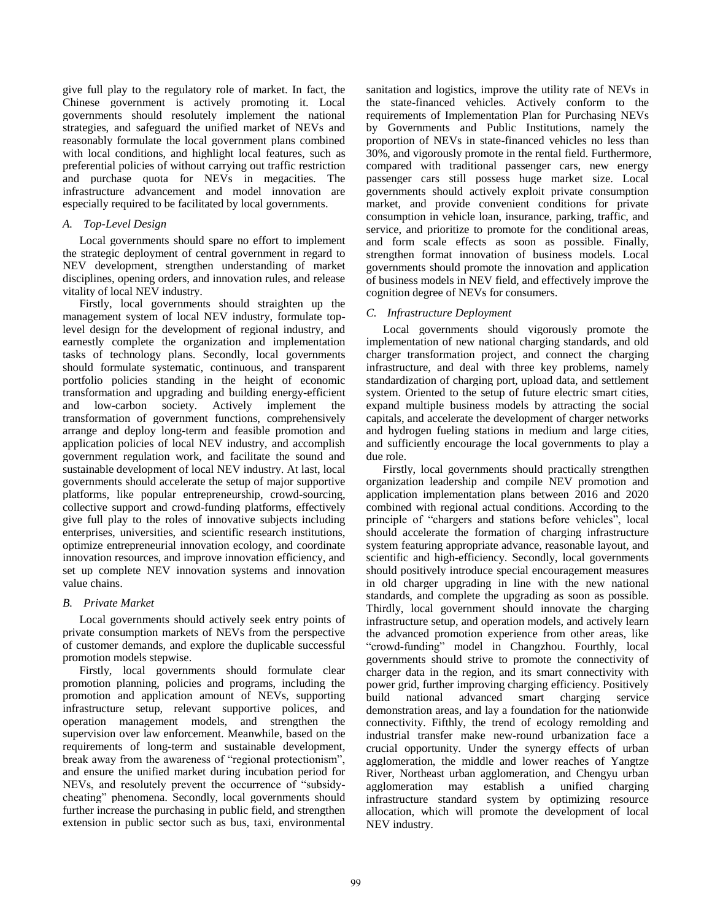give full play to the regulatory role of market. In fact, the Chinese government is actively promoting it. Local governments should resolutely implement the national strategies, and safeguard the unified market of NEVs and reasonably formulate the local government plans combined with local conditions, and highlight local features, such as preferential policies of without carrying out traffic restriction and purchase quota for NEVs in megacities. The infrastructure advancement and model innovation are especially required to be facilitated by local governments.

### *A. Top-Level Design*

Local governments should spare no effort to implement the strategic deployment of central government in regard to NEV development, strengthen understanding of market disciplines, opening orders, and innovation rules, and release vitality of local NEV industry.

Firstly, local governments should straighten up the management system of local NEV industry, formulate top-level design for the development of regional industry, and earnestly complete the organization and implementation tasks of technology plans. Secondly, local governments should formulate systematic, continuous, and transparent portfolio policies standing in the height of economic transformation and upgrading and building energy-efficient and low-carbon society. Actively implement the transformation of government functions, comprehensively arrange and deploy long-term and feasible promotion and application policies of local NEV industry, and accomplish government regulation work, and facilitate the sound and sustainable development of local NEV industry. At last, local governments should accelerate the setup of major supportive platforms, like popular entrepreneurship, crowd-sourcing, collective support and crowd-funding platforms, effectively give full play to the roles of innovative subjects including enterprises, universities, and scientific research institutions, optimize entrepreneurial innovation ecology, and coordinate innovation resources, and improve innovation efficiency, and set up complete NEV innovation systems and innovation value chains.

### *B. Private Market*

Local governments should actively seek entry points of private consumption markets of NEVs from the perspective of customer demands, and explore the duplicable successful promotion models stepwise.

Firstly, local governments should formulate clear promotion planning, policies and programs, including the promotion and application amount of NEVs, supporting infrastructure setup, relevant supportive polices, and operation management models, and strengthen the supervision over law enforcement. Meanwhile, based on the requirements of long-term and sustainable development, break away from the awareness of "regional protectionism", and ensure the unified market during incubation period for NEVs, and resolutely prevent the occurrence of "subsidy-cheating" phenomena. Secondly, local governments should further increase the purchasing in public field, and strengthen extension in public sector such as bus, taxi, environmental sanitation and logistics, improve the utility rate of NEVs in the state-financed vehicles. Actively conform to the requirements of Implementation Plan for Purchasing NEVs by Governments and Public Institutions, namely the proportion of NEVs in state-financed vehicles no less than 30%, and vigorously promote in the rental field. Furthermore, compared with traditional passenger cars, new energy passenger cars still possess huge market size. Local governments should actively exploit private consumption market, and provide convenient conditions for private consumption in vehicle loan, insurance, parking, traffic, and service, and prioritize to promote for the conditional areas, and form scale effects as soon as possible. Finally, strengthen format innovation of business models. Local governments should promote the innovation and application of business models in NEV field, and effectively improve the cognition degree of NEVs for consumers.

### *C. Infrastructure Deployment*

Local governments should vigorously promote the implementation of new national charging standards, and old charger transformation project, and connect the charging infrastructure, and deal with three key problems, namely standardization of charging port, upload data, and settlement system. Oriented to the setup of future electric smart cities, expand multiple business models by attracting the social capitals, and accelerate the development of charger networks and hydrogen fueling stations in medium and large cities, and sufficiently encourage the local governments to play a due role.

Firstly, local governments should practically strengthen organization leadership and compile NEV promotion and application implementation plans between 2016 and 2020 combined with regional actual conditions. According to the principle of "chargers and stations before vehicles", local should accelerate the formation of charging infrastructure system featuring appropriate advance, reasonable layout, and scientific and high-efficiency. Secondly, local governments should positively introduce special encouragement measures in old charger upgrading in line with the new national standards, and complete the upgrading as soon as possible. Thirdly, local government should innovate the charging infrastructure setup, and operation models, and actively learn the advanced promotion experience from other areas, like "crowd-funding" model in Changzhou. Fourthly, local governments should strive to promote the connectivity of charger data in the region, and its smart connectivity with power grid, further improving charging efficiency. Positively build national advanced smart charging service demonstration areas, and lay a foundation for the nationwide connectivity. Fifthly, the trend of ecology remolding and industrial transfer make new-round urbanization face a crucial opportunity. Under the synergy effects of urban agglomeration, the middle and lower reaches of Yangtze River, Northeast urban agglomeration, and Chengyu urban agglomeration may establish a unified charging infrastructure standard system by optimizing resource allocation, which will promote the development of local NEV industry.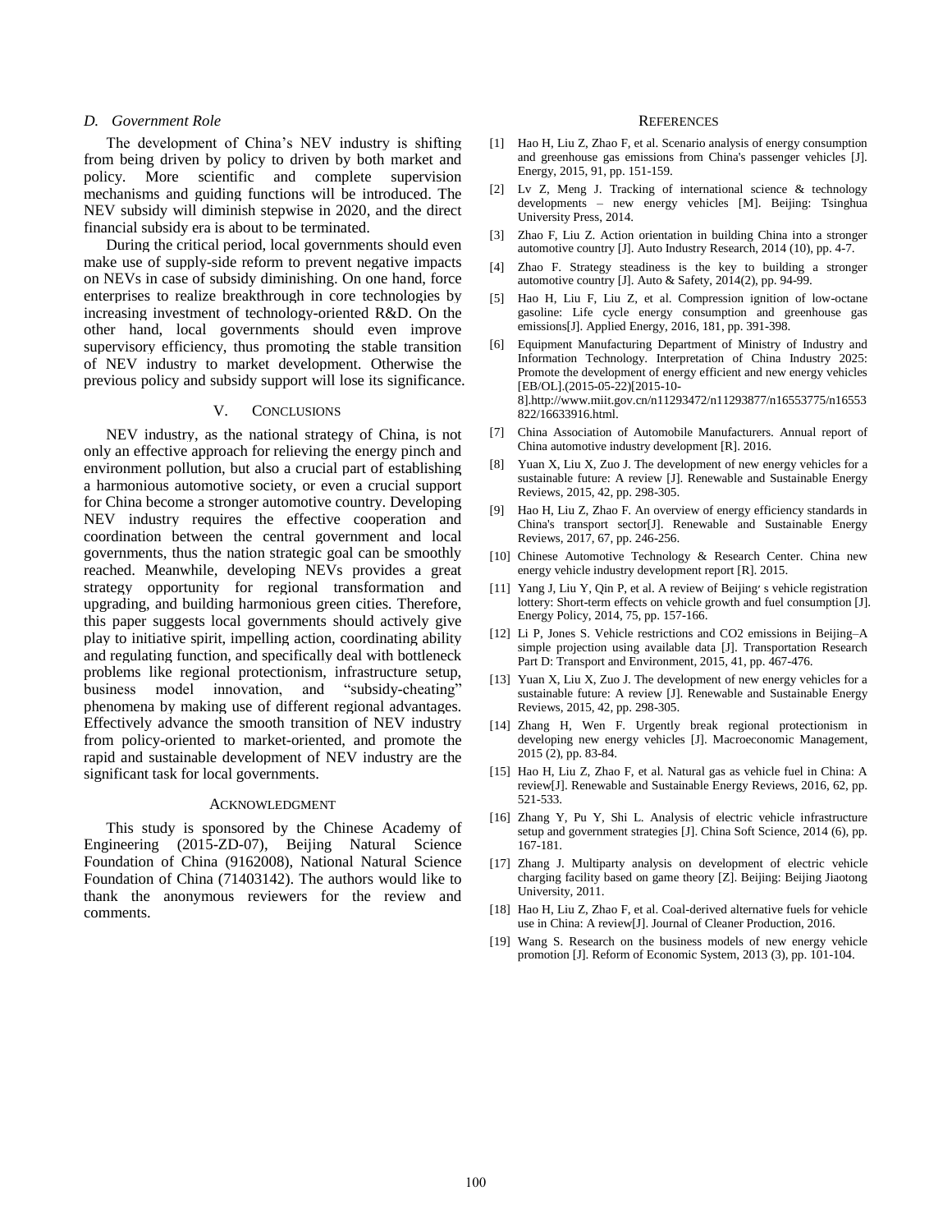### D. Government Role

The development of China's NEV industry is shifting from being driven by policy to driven by both market and policy. More scientific and complete supervision mechanisms and guiding functions will be introduced. The NEV subsidy will diminish stepwise in 2020, and the direct financial subsidy era is about to be terminated.

During the critical period, local governments should even make use of supply-side reform to prevent negative impacts on NEVs in case of subsidy diminishing. On one hand, force enterprises to realize breakthrough in core technologies by increasing investment of technology-oriented R&D. On the other hand, local governments should even improve supervisory efficiency, thus promoting the stable transition of NEV industry to market development. Otherwise the previous policy and subsidy support will lose its significance.

## V. CONCLUSIONS

NEV industry, as the national strategy of China, is not only an effective approach for relieving the energy pinch and environment pollution, but also a crucial part of establishing a harmonious automotive society, or even a crucial support for China become a stronger automotive country. Developing NEV industry requires the effective cooperation and coordination between the central government and local governments, thus the nation strategic goal can be smoothly reached. Meanwhile, developing NEVs provides a great strategy opportunity for regional transformation and upgrading, and building harmonious green cities. Therefore, this paper suggests local governments should actively give play to initiative spirit, impelling action, coordinating ability and regulating function, and specifically deal with bottleneck problems like regional protectionism, infrastructure setup, business model innovation, and "subsidy-cheating" phenomena by making use of different regional advantages. Effectively advance the smooth transition of NEV industry from policy-oriented to market-oriented, and promote the rapid and sustainable development of NEV industry are the significant task for local governments.

## ACKNOWLEDGMENT

This study is sponsored by the Chinese Academy of Engineering (2015-ZD-07), Beijing Natural Science Foundation of China (9162008), National Natural Science Foundation of China (71403142). The authors would like to thank the anonymous reviewers for the review and comments.

## REFERENCES

[1] Hao H, Liu Z, Zhao F, et al. Scenario analysis of energy consumption and greenhouse gas emissions from China's passenger vehicles [J]. Energy, 2015, 91, pp. 151-159.

[2] Lv Z, Meng J. Tracking of international science & technology developments – new energy vehicles [M]. Beijing: Tsinghua University Press, 2014.

[3] Zhao F, Liu Z. Action orientation in building China into a stronger automotive country [J]. Auto Industry Research, 2014 (10), pp. 4-7.

[4] Zhao F. Strategy steadiness is the key to building a stronger automotive country [J]. Auto & Safety, 2014(2), pp. 94-99.

[5] Hao H, Liu F, Liu Z, et al. Compression ignition of low-octane gasoline: Life cycle energy consumption and greenhouse gas emissions[J]. Applied Energy, 2016, 181, pp. 391-398.

[6] Equipment Manufacturing Department of Ministry of Industry and Information Technology. Interpretation of China Industry 2025: Promote the development of energy efficient and new energy vehicles [EB/OL].(2015-05-22)[2015-10-8].http://www.miit.gov.cn/n11293472/n11293877/n16553775/n16553822/16633916.html.

[7] China Association of Automobile Manufacturers. Annual report of China automotive industry development [R]. 2016.

[8] Yuan X, Liu X, Zuo J. The development of new energy vehicles for a sustainable future: A review [J]. Renewable and Sustainable Energy Reviews, 2015, 42, pp. 298-305.

[9] Hao H, Liu Z, Zhao F. An overview of energy efficiency standards in China's transport sector[J]. Renewable and Sustainable Energy Reviews, 2017, 67, pp. 246-256.

[10] Chinese Automotive Technology & Research Center. China new energy vehicle industry development report [R]. 2015.

[11] Yang J, Liu Y, Qin P, et al. A review of Beijing' s vehicle registration lottery: Short-term effects on vehicle growth and fuel consumption [J]. Energy Policy, 2014, 75, pp. 157-166.

[12] Li P, Jones S. Vehicle restrictions and CO2 emissions in Beijing–A simple projection using available data [J]. Transportation Research Part D: Transport and Environment, 2015, 41, pp. 467-476.

[13] Yuan X, Liu X, Zuo J. The development of new energy vehicles for a sustainable future: A review [J]. Renewable and Sustainable Energy Reviews, 2015, 42, pp. 298-305.

[14] Zhang H, Wen F. Urgently break regional protectionism in developing new energy vehicles [J]. Macroeconomic Management, 2015 (2), pp. 83-84.

[15] Hao H, Liu Z, Zhao F, et al. Natural gas as vehicle fuel in China: A review[J]. Renewable and Sustainable Energy Reviews, 2016, 62, pp. 521-533.

[16] Zhang Y, Pu Y, Shi L. Analysis of electric vehicle infrastructure setup and government strategies [J]. China Soft Science, 2014 (6), pp. 167-181.

[17] Zhang J. Multiparty analysis on development of electric vehicle charging facility based on game theory [Z]. Beijing: Beijing Jiaotong University, 2011.

[18] Hao H, Liu Z, Zhao F, et al. Coal-derived alternative fuels for vehicle use in China: A review[J]. Journal of Cleaner Production, 2016.

[19] Wang S. Research on the business models of new energy vehicle promotion [J]. Reform of Economic System, 2013 (3), pp. 101-104.